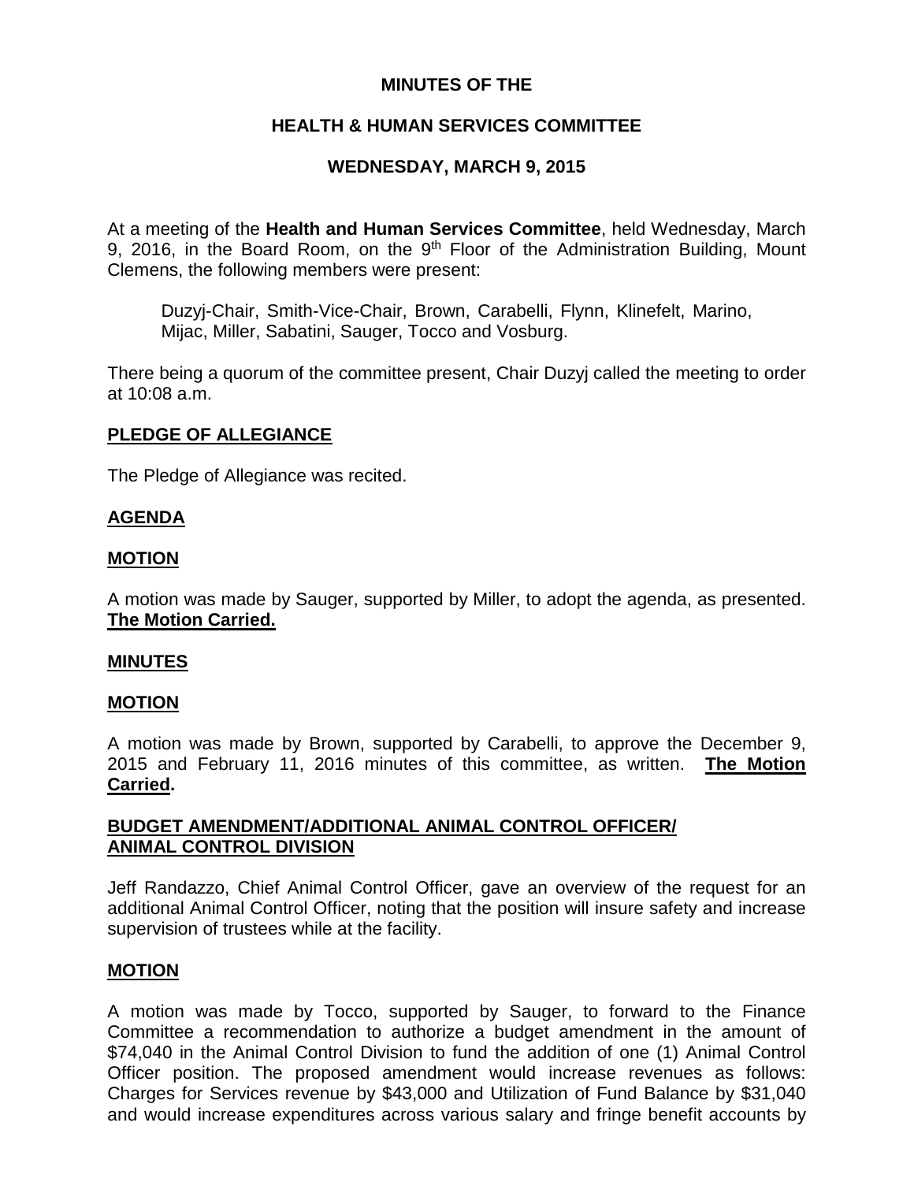**MINUTES OF THE**

**HEALTH & HUMAN SERVICES COMMITTEE**

**WEDNESDAY, MARCH 9, 2015**

At a meeting of the **Health and Human Services Committee**, held Wednesday, March 9, 2016, in the Board Room, on the 9th Floor of the Administration Building, Mount Clemens, the following members were present:

Duzyj-Chair, Smith-Vice-Chair, Brown, Carabelli, Flynn, Klinefelt, Marino, Mijac, Miller, Sabatini, Sauger, Tocco and Vosburg.

There being a quorum of the committee present, Chair Duzyj called the meeting to order at 10:08 a.m.

**PLEDGE OF ALLEGIANCE**

The Pledge of Allegiance was recited.

**AGENDA**

**MOTION**

A motion was made by Sauger, supported by Miller, to adopt the agenda, as presented. **The Motion Carried.**

**MINUTES**

**MOTION**

A motion was made by Brown, supported by Carabelli, to approve the December 9, 2015 and February 11, 2016 minutes of this committee, as written. **The Motion Carried.**

**BUDGET AMENDMENT/ADDITIONAL ANIMAL CONTROL OFFICER/ ANIMAL CONTROL DIVISION**

Jeff Randazzo, Chief Animal Control Officer, gave an overview of the request for an additional Animal Control Officer, noting that the position will insure safety and increase supervision of trustees while at the facility.

**MOTION**

A motion was made by Tocco, supported by Sauger, to forward to the Finance Committee a recommendation to authorize a budget amendment in the amount of $74,040 in the Animal Control Division to fund the addition of one (1) Animal Control Officer position. The proposed amendment would increase revenues as follows: Charges for Services revenue by $43,000 and Utilization of Fund Balance by $31,040 and would increase expenditures across various salary and fringe benefit accounts by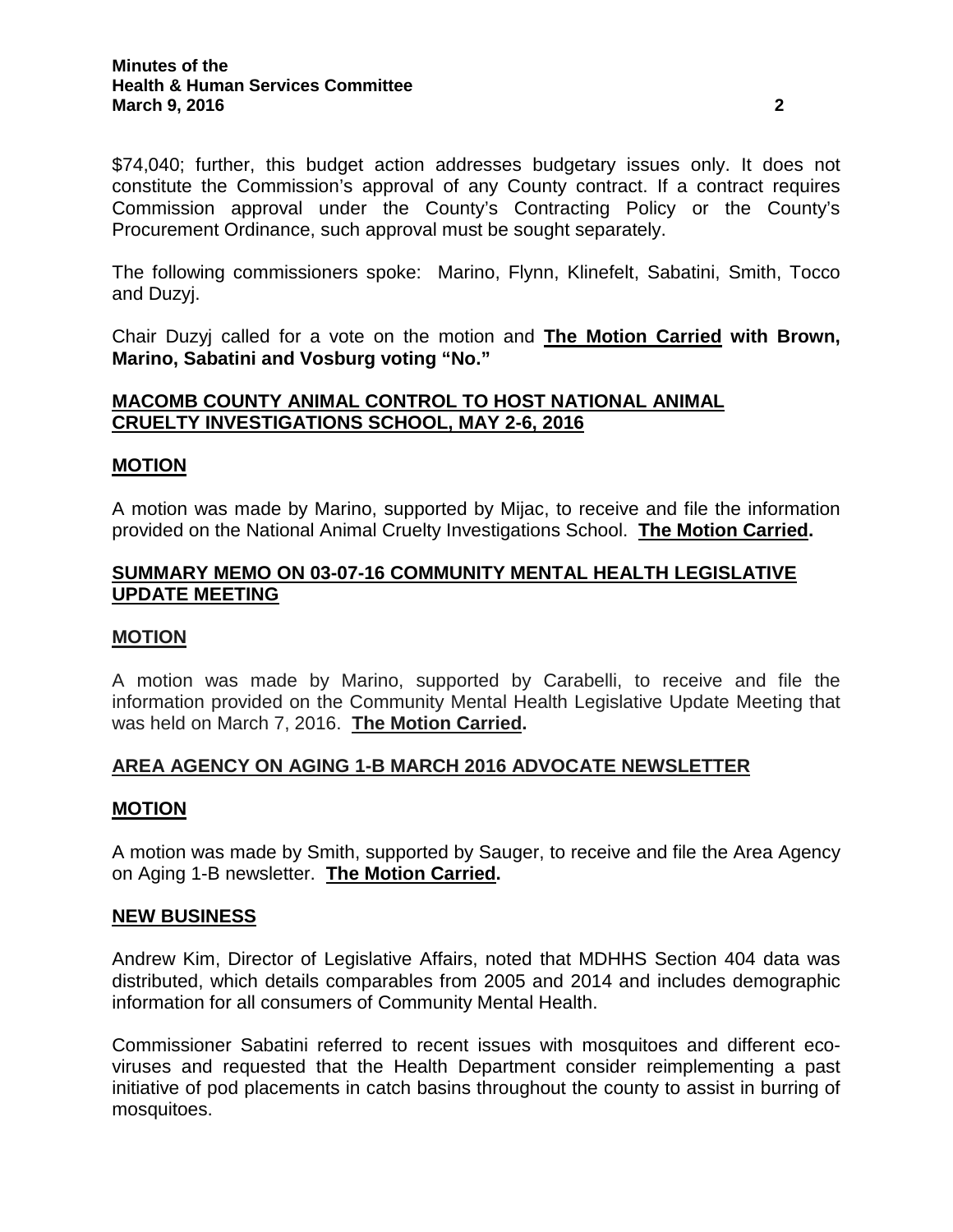$74,040; further, this budget action addresses budgetary issues only. It does not constitute the Commission's approval of any County contract. If a contract requires Commission approval under the County's Contracting Policy or the County's Procurement Ordinance, such approval must be sought separately.

The following commissioners spoke: Marino, Flynn, Klinefelt, Sabatini, Smith, Tocco and Duzyj.

Chair Duzyj called for a vote on the motion and **The Motion Carried with Brown, Marino, Sabatini and Vosburg voting "No."**

## MACOMB COUNTY ANIMAL CONTROL TO HOST NATIONAL ANIMAL CRUELTY INVESTIGATIONS SCHOOL, MAY 2-6, 2016

### MOTION

A motion was made by Marino, supported by Mijac, to receive and file the information provided on the National Animal Cruelty Investigations School. **The Motion Carried.**

## SUMMARY MEMO ON 03-07-16 COMMUNITY MENTAL HEALTH LEGISLATIVE UPDATE MEETING

### MOTION

A motion was made by Marino, supported by Carabelli, to receive and file the information provided on the Community Mental Health Legislative Update Meeting that was held on March 7, 2016. **The Motion Carried.**

## AREA AGENCY ON AGING 1-B MARCH 2016 ADVOCATE NEWSLETTER

### MOTION

A motion was made by Smith, supported by Sauger, to receive and file the Area Agency on Aging 1-B newsletter. **The Motion Carried.**

## NEW BUSINESS

Andrew Kim, Director of Legislative Affairs, noted that MDHHS Section 404 data was distributed, which details comparables from 2005 and 2014 and includes demographic information for all consumers of Community Mental Health.

Commissioner Sabatini referred to recent issues with mosquitoes and different eco-viruses and requested that the Health Department consider reimplementing a past initiative of pod placements in catch basins throughout the county to assist in burring of mosquitoes.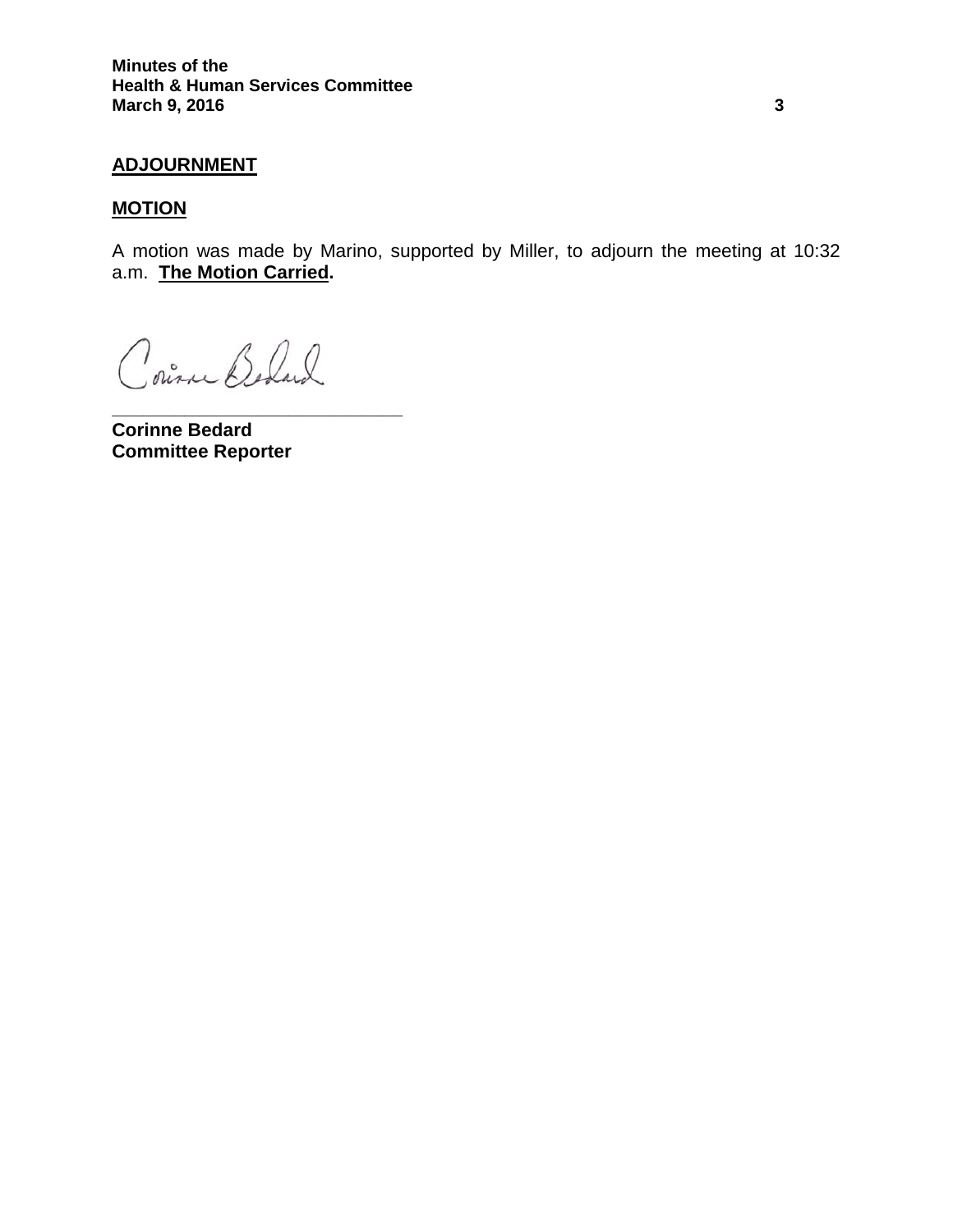## ADJOURNMENT

## MOTION

A motion was made by Marino, supported by Miller, to adjourn the meeting at 10:32 a.m. **The Motion Carried.**

_______________________________

**Corinne Bedard**
**Committee Reporter**